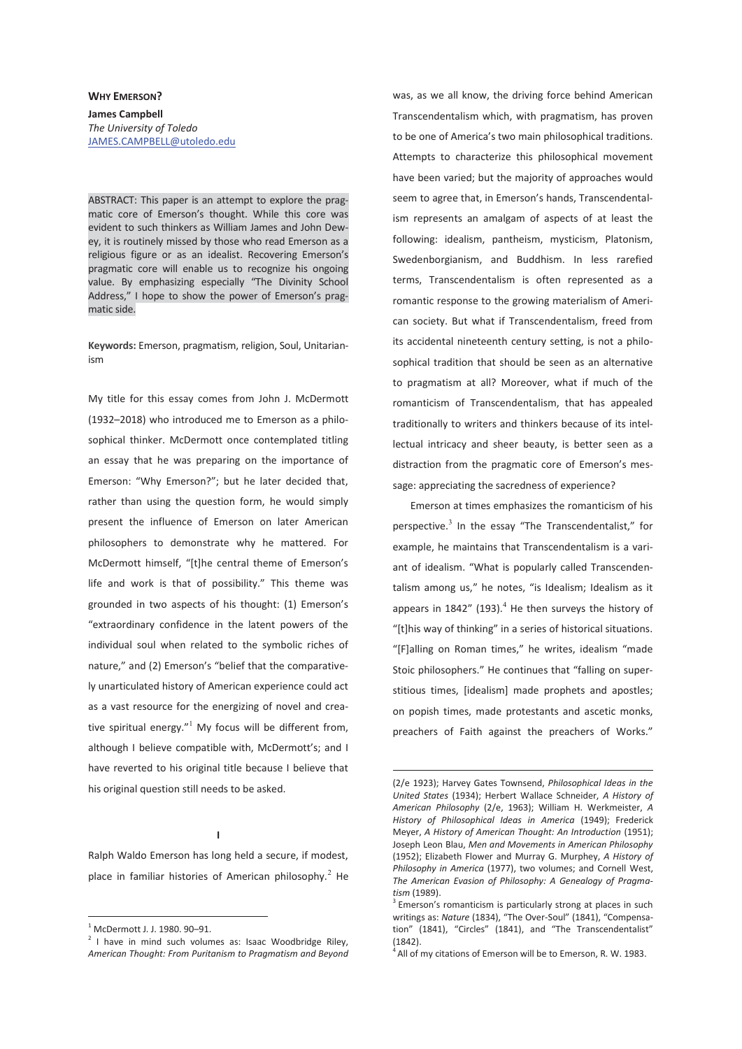**WHY EMERSON?**

**James Campbell**
*The University of Toledo*
JAMES.CAMPBELL@utoledo.edu

ABSTRACT: This paper is an attempt to explore the pragmatic core of Emerson's thought. While this core was evident to such thinkers as William James and John Dewey, it is routinely missed by those who read Emerson as a religious figure or as an idealist. Recovering Emerson's pragmatic core will enable us to recognize his ongoing value. By emphasizing especially "The Divinity School Address," I hope to show the power of Emerson's pragmatic side.

**Keywords:** Emerson, pragmatism, religion, Soul, Unitarianism

My title for this essay comes from John J. McDermott (1932–2018) who introduced me to Emerson as a philosophical thinker. McDermott once contemplated titling an essay that he was preparing on the importance of Emerson: "Why Emerson?"; but he later decided that, rather than using the question form, he would simply present the influence of Emerson on later American philosophers to demonstrate why he mattered. For McDermott himself, "[t]he central theme of Emerson's life and work is that of possibility." This theme was grounded in two aspects of his thought: (1) Emerson's "extraordinary confidence in the latent powers of the individual soul when related to the symbolic riches of nature," and (2) Emerson's "belief that the comparatively unarticulated history of American experience could act as a vast resource for the energizing of novel and creative spiritual energy."[1] My focus will be different from, although I believe compatible with, McDermott's; and I have reverted to his original title because I believe that his original question still needs to be asked.

## I

Ralph Waldo Emerson has long held a secure, if modest, place in familiar histories of American philosophy.[2] He was, as we all know, the driving force behind American Transcendentalism which, with pragmatism, has proven to be one of America's two main philosophical traditions. Attempts to characterize this philosophical movement have been varied; but the majority of approaches would seem to agree that, in Emerson's hands, Transcendentalism represents an amalgam of aspects of at least the following: idealism, pantheism, mysticism, Platonism, Swedenborgianism, and Buddhism. In less rarefied terms, Transcendentalism is often represented as a romantic response to the growing materialism of American society. But what if Transcendentalism, freed from its accidental nineteenth century setting, is not a philosophical tradition that should be seen as an alternative to pragmatism at all? Moreover, what if much of the romanticism of Transcendentalism, that has appealed traditionally to writers and thinkers because of its intellectual intricacy and sheer beauty, is better seen as a distraction from the pragmatic core of Emerson's message: appreciating the sacredness of experience?

Emerson at times emphasizes the romanticism of his perspective.[3] In the essay "The Transcendentalist," for example, he maintains that Transcendentalism is a variant of idealism. "What is popularly called Transcendentalism among us," he notes, "is Idealism; Idealism as it appears in 1842" (193).[4] He then surveys the history of "[t]his way of thinking" in a series of historical situations. "[F]alling on Roman times," he writes, idealism "made Stoic philosophers." He continues that "falling on superstitious times, [idealism] made prophets and apostles; on popish times, made protestants and ascetic monks, preachers of Faith against the preachers of Works."

---

[1] McDermott J. J. 1980. 90–91.

[2] I have in mind such volumes as: Isaac Woodbridge Riley, *American Thought: From Puritanism to Pragmatism and Beyond* (2/e 1923); Harvey Gates Townsend, *Philosophical Ideas in the United States* (1934); Herbert Wallace Schneider, *A History of American Philosophy* (2/e, 1963); William H. Werkmeister, *A History of Philosophical Ideas in America* (1949); Frederick Meyer, *A History of American Thought: An Introduction* (1951); Joseph Leon Blau, *Men and Movements in American Philosophy* (1952); Elizabeth Flower and Murray G. Murphey, *A History of Philosophy in America* (1977), two volumes; and Cornell West, *The American Evasion of Philosophy: A Genealogy of Pragmatism* (1989).

[3] Emerson's romanticism is particularly strong at places in such writings as: *Nature* (1834), "The Over-Soul" (1841), "Compensation" (1841), "Circles" (1841), and "The Transcendentalist" (1842).

[4] All of my citations of Emerson will be to Emerson, R. W. 1983.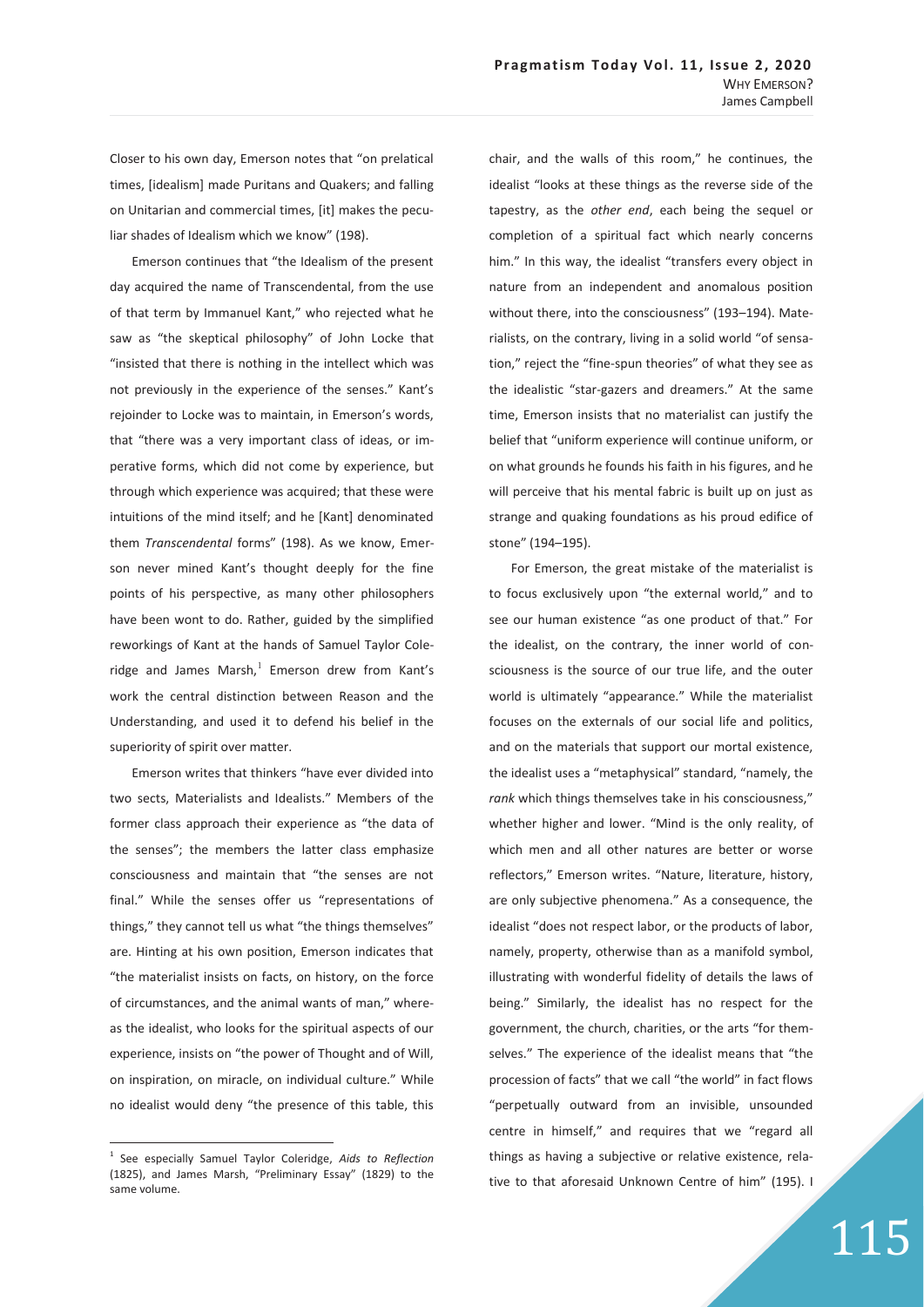Closer to his own day, Emerson notes that "on prelatical times, [idealism] made Puritans and Quakers; and falling on Unitarian and commercial times, [it] makes the peculiar shades of Idealism which we know" (198).

Emerson continues that "the Idealism of the present day acquired the name of Transcendental, from the use of that term by Immanuel Kant," who rejected what he saw as "the skeptical philosophy" of John Locke that "insisted that there is nothing in the intellect which was not previously in the experience of the senses." Kant's rejoinder to Locke was to maintain, in Emerson's words, that "there was a very important class of ideas, or imperative forms, which did not come by experience, but through which experience was acquired; that these were intuitions of the mind itself; and he [Kant] denominated them *Transcendental* forms" (198). As we know, Emerson never mined Kant's thought deeply for the fine points of his perspective, as many other philosophers have been wont to do. Rather, guided by the simplified reworkings of Kant at the hands of Samuel Taylor Coleridge and James Marsh,[1] Emerson drew from Kant's work the central distinction between Reason and the Understanding, and used it to defend his belief in the superiority of spirit over matter.

Emerson writes that thinkers "have ever divided into two sects, Materialists and Idealists." Members of the former class approach their experience as "the data of the senses"; the members the latter class emphasize consciousness and maintain that "the senses are not final." While the senses offer us "representations of things," they cannot tell us what "the things themselves" are. Hinting at his own position, Emerson indicates that "the materialist insists on facts, on history, on the force of circumstances, and the animal wants of man," whereas the idealist, who looks for the spiritual aspects of our experience, insists on "the power of Thought and of Will, on inspiration, on miracle, on individual culture." While no idealist would deny "the presence of this table, this chair, and the walls of this room," he continues, the idealist "looks at these things as the reverse side of the tapestry, as the *other end*, each being the sequel or completion of a spiritual fact which nearly concerns him." In this way, the idealist "transfers every object in nature from an independent and anomalous position without there, into the consciousness" (193–194). Materialists, on the contrary, living in a solid world "of sensation," reject the "fine-spun theories" of what they see as the idealistic "star-gazers and dreamers." At the same time, Emerson insists that no materialist can justify the belief that "uniform experience will continue uniform, or on what grounds he founds his faith in his figures, and he will perceive that his mental fabric is built up on just as strange and quaking foundations as his proud edifice of stone" (194–195).

For Emerson, the great mistake of the materialist is to focus exclusively upon "the external world," and to see our human existence "as one product of that." For the idealist, on the contrary, the inner world of consciousness is the source of our true life, and the outer world is ultimately "appearance." While the materialist focuses on the externals of our social life and politics, and on the materials that support our mortal existence, the idealist uses a "metaphysical" standard, "namely, the *rank* which things themselves take in his consciousness," whether higher and lower. "Mind is the only reality, of which men and all other natures are better or worse reflectors," Emerson writes. "Nature, literature, history, are only subjective phenomena." As a consequence, the idealist "does not respect labor, or the products of labor, namely, property, otherwise than as a manifold symbol, illustrating with wonderful fidelity of details the laws of being." Similarly, the idealist has no respect for the government, the church, charities, or the arts "for themselves." The experience of the idealist means that "the procession of facts" that we call "the world" in fact flows "perpetually outward from an invisible, unsounded centre in himself," and requires that we "regard all things as having a subjective or relative existence, relative to that aforesaid Unknown Centre of him" (195). I

---

[1] See especially Samuel Taylor Coleridge, *Aids to Reflection* (1825), and James Marsh, "Preliminary Essay" (1829) to the same volume.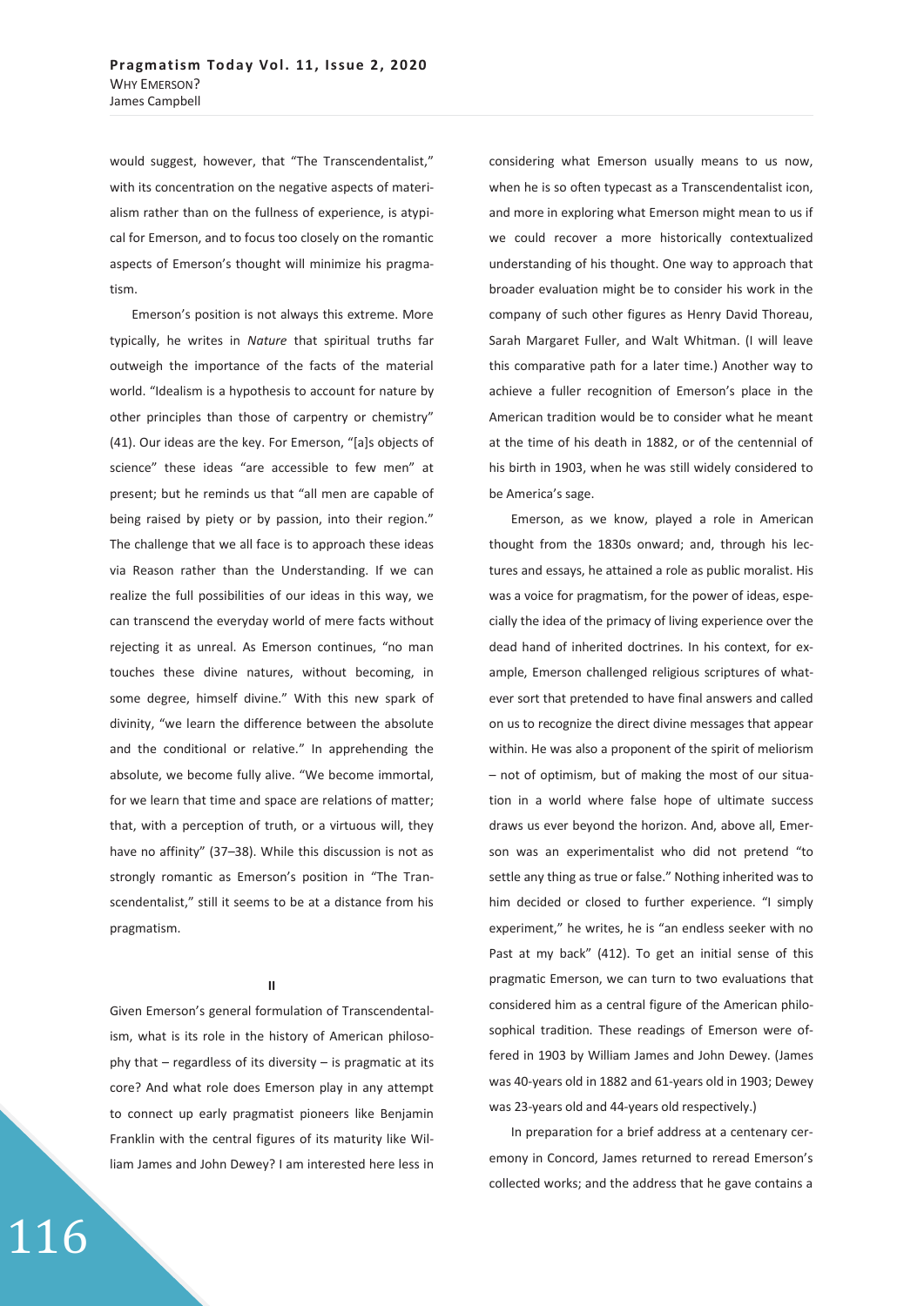would suggest, however, that "The Transcendentalist," with its concentration on the negative aspects of materialism rather than on the fullness of experience, is atypical for Emerson, and to focus too closely on the romantic aspects of Emerson's thought will minimize his pragmatism.

Emerson's position is not always this extreme. More typically, he writes in *Nature* that spiritual truths far outweigh the importance of the facts of the material world. "Idealism is a hypothesis to account for nature by other principles than those of carpentry or chemistry" (41). Our ideas are the key. For Emerson, "[a]s objects of science" these ideas "are accessible to few men" at present; but he reminds us that "all men are capable of being raised by piety or by passion, into their region." The challenge that we all face is to approach these ideas via Reason rather than the Understanding. If we can realize the full possibilities of our ideas in this way, we can transcend the everyday world of mere facts without rejecting it as unreal. As Emerson continues, "no man touches these divine natures, without becoming, in some degree, himself divine." With this new spark of divinity, "we learn the difference between the absolute and the conditional or relative." In apprehending the absolute, we become fully alive. "We become immortal, for we learn that time and space are relations of matter; that, with a perception of truth, or a virtuous will, they have no affinity" (37–38). While this discussion is not as strongly romantic as Emerson's position in "The Transcendentalist," still it seems to be at a distance from his pragmatism.

## II

Given Emerson's general formulation of Transcendentalism, what is its role in the history of American philosophy that – regardless of its diversity – is pragmatic at its core? And what role does Emerson play in any attempt to connect up early pragmatist pioneers like Benjamin Franklin with the central figures of its maturity like William James and John Dewey? I am interested here less in considering what Emerson usually means to us now, when he is so often typecast as a Transcendentalist icon, and more in exploring what Emerson might mean to us if we could recover a more historically contextualized understanding of his thought. One way to approach that broader evaluation might be to consider his work in the company of such other figures as Henry David Thoreau, Sarah Margaret Fuller, and Walt Whitman. (I will leave this comparative path for a later time.) Another way to achieve a fuller recognition of Emerson's place in the American tradition would be to consider what he meant at the time of his death in 1882, or of the centennial of his birth in 1903, when he was still widely considered to be America's sage.

Emerson, as we know, played a role in American thought from the 1830s onward; and, through his lectures and essays, he attained a role as public moralist. His was a voice for pragmatism, for the power of ideas, especially the idea of the primacy of living experience over the dead hand of inherited doctrines. In his context, for example, Emerson challenged religious scriptures of whatever sort that pretended to have final answers and called on us to recognize the direct divine messages that appear within. He was also a proponent of the spirit of meliorism – not of optimism, but of making the most of our situation in a world where false hope of ultimate success draws us ever beyond the horizon. And, above all, Emerson was an experimentalist who did not pretend "to settle any thing as true or false." Nothing inherited was to him decided or closed to further experience. "I simply experiment," he writes, he is "an endless seeker with no Past at my back" (412). To get an initial sense of this pragmatic Emerson, we can turn to two evaluations that considered him as a central figure of the American philosophical tradition. These readings of Emerson were offered in 1903 by William James and John Dewey. (James was 40-years old in 1882 and 61-years old in 1903; Dewey was 23-years old and 44-years old respectively.)

In preparation for a brief address at a centenary ceremony in Concord, James returned to reread Emerson's collected works; and the address that he gave contains a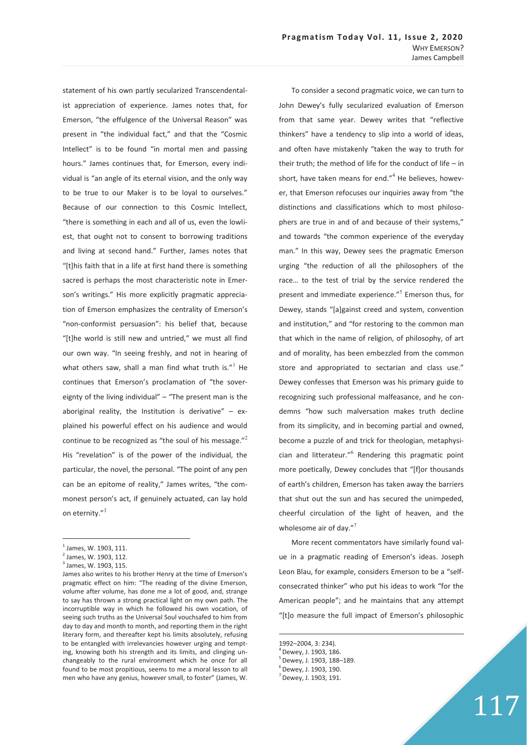statement of his own partly secularized Transcendentalist appreciation of experience. James notes that, for Emerson, "the effulgence of the Universal Reason" was present in "the individual fact," and that the "Cosmic Intellect" is to be found "in mortal men and passing hours." James continues that, for Emerson, every individual is "an angle of its eternal vision, and the only way to be true to our Maker is to be loyal to ourselves." Because of our connection to this Cosmic Intellect, "there is something in each and all of us, even the lowliest, that ought not to consent to borrowing traditions and living at second hand." Further, James notes that "[t]his faith that in a life at first hand there is something sacred is perhaps the most characteristic note in Emerson's writings." His more explicitly pragmatic appreciation of Emerson emphasizes the centrality of Emerson's "non-conformist persuasion": his belief that, because "[t]he world is still new and untried," we must all find our own way. "In seeing freshly, and not in hearing of what others saw, shall a man find what truth is."[1] He continues that Emerson's proclamation of "the sovereignty of the living individual" – "The present man is the aboriginal reality, the Institution is derivative" – explained his powerful effect on his audience and would continue to be recognized as "the soul of his message."[2] His "revelation" is of the power of the individual, the particular, the novel, the personal. "The point of any pen can be an epitome of reality," James writes, "the commonest person's act, if genuinely actuated, can lay hold on eternity."[3]

To consider a second pragmatic voice, we can turn to John Dewey's fully secularized evaluation of Emerson from that same year. Dewey writes that "reflective thinkers" have a tendency to slip into a world of ideas, and often have mistakenly "taken the way to truth for their truth; the method of life for the conduct of life – in short, have taken means for end."[4] He believes, however, that Emerson refocuses our inquiries away from "the distinctions and classifications which to most philosophers are true in and of and because of their systems," and towards "the common experience of the everyday man." In this way, Dewey sees the pragmatic Emerson urging "the reduction of all the philosophers of the race… to the test of trial by the service rendered the present and immediate experience."[5] Emerson thus, for Dewey, stands "[a]gainst creed and system, convention and institution," and "for restoring to the common man that which in the name of religion, of philosophy, of art and of morality, has been embezzled from the common store and appropriated to sectarian and class use." Dewey confesses that Emerson was his primary guide to recognizing such professional malfeasance, and he condemns "how such malversation makes truth decline from its simplicity, and in becoming partial and owned, become a puzzle of and trick for theologian, metaphysician and litterateur."[6] Rendering this pragmatic point more poetically, Dewey concludes that "[f]or thousands of earth's children, Emerson has taken away the barriers that shut out the sun and has secured the unimpeded, cheerful circulation of the light of heaven, and the wholesome air of day."[7]

More recent commentators have similarly found value in a pragmatic reading of Emerson's ideas. Joseph Leon Blau, for example, considers Emerson to be a "self-consecrated thinker" who put his ideas to work "for the American people"; and he maintains that any attempt "[t]o measure the full impact of Emerson's philosophic

---

[1] James, W. 1903, 111.

[2] James, W. 1903, 112.

[3] James, W. 1903, 115.

James also writes to his brother Henry at the time of Emerson's pragmatic effect on him: "The reading of the divine Emerson, volume after volume, has done me a lot of good, and, strange to say has thrown a strong practical light on my own path. The incorruptible way in which he followed his own vocation, of seeing such truths as the Universal Soul vouchsafed to him from day to day and month to month, and reporting them in the right literary form, and thereafter kept his limits absolutely, refusing to be entangled with irrelevancies however urging and tempting, knowing both his strength and its limits, and clinging unchangeably to the rural environment which he once for all found to be most propitious, seems to me a moral lesson to all men who have any genius, however small, to foster" (James, W. 1992–2004, 3: 234).

[4] Dewey, J. 1903, 186.

[5] Dewey, J. 1903, 188–189.

[6] Dewey, J. 1903, 190.

[7] Dewey, J. 1903, 191.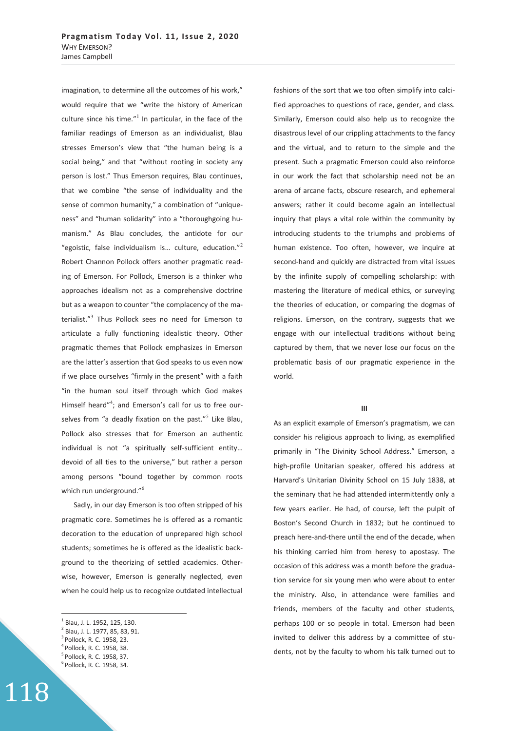imagination, to determine all the outcomes of his work," would require that we "write the history of American culture since his time."[1] In particular, in the face of the familiar readings of Emerson as an individualist, Blau stresses Emerson's view that "the human being is a social being," and that "without rooting in society any person is lost." Thus Emerson requires, Blau continues, that we combine "the sense of individuality and the sense of common humanity," a combination of "uniqueness" and "human solidarity" into a "thoroughgoing humanism." As Blau concludes, the antidote for our "egoistic, false individualism is… culture, education."[2] Robert Channon Pollock offers another pragmatic reading of Emerson. For Pollock, Emerson is a thinker who approaches idealism not as a comprehensive doctrine but as a weapon to counter "the complacency of the materialist."[3] Thus Pollock sees no need for Emerson to articulate a fully functioning idealistic theory. Other pragmatic themes that Pollock emphasizes in Emerson are the latter's assertion that God speaks to us even now if we place ourselves "firmly in the present" with a faith "in the human soul itself through which God makes Himself heard"[4]; and Emerson's call for us to free ourselves from "a deadly fixation on the past."[5] Like Blau, Pollock also stresses that for Emerson an authentic individual is not "a spiritually self-sufficient entity… devoid of all ties to the universe," but rather a person among persons "bound together by common roots which run underground."[6]

Sadly, in our day Emerson is too often stripped of his pragmatic core. Sometimes he is offered as a romantic decoration to the education of unprepared high school students; sometimes he is offered as the idealistic background to the theorizing of settled academics. Otherwise, however, Emerson is generally neglected, even when he could help us to recognize outdated intellectual fashions of the sort that we too often simplify into calcified approaches to questions of race, gender, and class. Similarly, Emerson could also help us to recognize the disastrous level of our crippling attachments to the fancy and the virtual, and to return to the simple and the present. Such a pragmatic Emerson could also reinforce in our work the fact that scholarship need not be an arena of arcane facts, obscure research, and ephemeral answers; rather it could become again an intellectual inquiry that plays a vital role within the community by introducing students to the triumphs and problems of human existence. Too often, however, we inquire at second-hand and quickly are distracted from vital issues by the infinite supply of compelling scholarship: with mastering the literature of medical ethics, or surveying the theories of education, or comparing the dogmas of religions. Emerson, on the contrary, suggests that we engage with our intellectual traditions without being captured by them, that we never lose our focus on the problematic basis of our pragmatic experience in the world.

### III

As an explicit example of Emerson's pragmatism, we can consider his religious approach to living, as exemplified primarily in "The Divinity School Address." Emerson, a high-profile Unitarian speaker, offered his address at Harvard's Unitarian Divinity School on 15 July 1838, at the seminary that he had attended intermittently only a few years earlier. He had, of course, left the pulpit of Boston's Second Church in 1832; but he continued to preach here-and-there until the end of the decade, when his thinking carried him from heresy to apostasy. The occasion of this address was a month before the graduation service for six young men who were about to enter the ministry. Also, in attendance were families and friends, members of the faculty and other students, perhaps 100 or so people in total. Emerson had been invited to deliver this address by a committee of students, not by the faculty to whom his talk turned out to

---

[1] Blau, J. L. 1952, 125, 130.
[2] Blau, J. L. 1977, 85, 83, 91.
[3] Pollock, R. C. 1958, 23.
[4] Pollock, R. C. 1958, 38.
[5] Pollock, R. C. 1958, 37.
[6] Pollock, R. C. 1958, 34.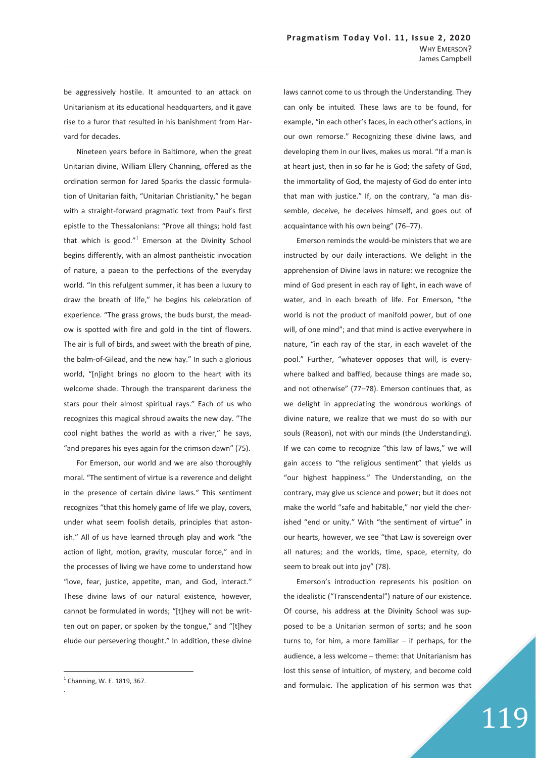be aggressively hostile. It amounted to an attack on Unitarianism at its educational headquarters, and it gave rise to a furor that resulted in his banishment from Harvard for decades.

Nineteen years before in Baltimore, when the great Unitarian divine, William Ellery Channing, offered as the ordination sermon for Jared Sparks the classic formulation of Unitarian faith, "Unitarian Christianity," he began with a straight-forward pragmatic text from Paul's first epistle to the Thessalonians: "Prove all things; hold fast that which is good."[1] Emerson at the Divinity School begins differently, with an almost pantheistic invocation of nature, a paean to the perfections of the everyday world. "In this refulgent summer, it has been a luxury to draw the breath of life," he begins his celebration of experience. "The grass grows, the buds burst, the meadow is spotted with fire and gold in the tint of flowers. The air is full of birds, and sweet with the breath of pine, the balm-of-Gilead, and the new hay." In such a glorious world, "[n]ight brings no gloom to the heart with its welcome shade. Through the transparent darkness the stars pour their almost spiritual rays." Each of us who recognizes this magical shroud awaits the new day. "The cool night bathes the world as with a river," he says, "and prepares his eyes again for the crimson dawn" (75).

For Emerson, our world and we are also thoroughly moral. "The sentiment of virtue is a reverence and delight in the presence of certain divine laws." This sentiment recognizes "that this homely game of life we play, covers, under what seem foolish details, principles that astonish." All of us have learned through play and work "the action of light, motion, gravity, muscular force," and in the processes of living we have come to understand how "love, fear, justice, appetite, man, and God, interact." These divine laws of our natural existence, however, cannot be formulated in words; "[t]hey will not be written out on paper, or spoken by the tongue," and "[t]hey elude our persevering thought." In addition, these divine laws cannot come to us through the Understanding. They can only be intuited. These laws are to be found, for example, "in each other's faces, in each other's actions, in our own remorse." Recognizing these divine laws, and developing them in our lives, makes us moral. "If a man is at heart just, then in so far he is God; the safety of God, the immortality of God, the majesty of God do enter into that man with justice." If, on the contrary, "a man dissemble, deceive, he deceives himself, and goes out of acquaintance with his own being" (76–77).

Emerson reminds the would-be ministers that we are instructed by our daily interactions. We delight in the apprehension of Divine laws in nature: we recognize the mind of God present in each ray of light, in each wave of water, and in each breath of life. For Emerson, "the world is not the product of manifold power, but of one will, of one mind"; and that mind is active everywhere in nature, "in each ray of the star, in each wavelet of the pool." Further, "whatever opposes that will, is everywhere balked and baffled, because things are made so, and not otherwise" (77–78). Emerson continues that, as we delight in appreciating the wondrous workings of divine nature, we realize that we must do so with our souls (Reason), not with our minds (the Understanding). If we can come to recognize "this law of laws," we will gain access to "the religious sentiment" that yields us "our highest happiness." The Understanding, on the contrary, may give us science and power; but it does not make the world "safe and habitable," nor yield the cherished "end or unity." With "the sentiment of virtue" in our hearts, however, we see "that Law is sovereign over all natures; and the worlds, time, space, eternity, do seem to break out into joy" (78).

Emerson's introduction represents his position on the idealistic ("Transcendental") nature of our existence. Of course, his address at the Divinity School was supposed to be a Unitarian sermon of sorts; and he soon turns to, for him, a more familiar – if perhaps, for the audience, a less welcome – theme: that Unitarianism has lost this sense of intuition, of mystery, and become cold and formulaic. The application of his sermon was that

[1] Channing, W. E. 1819, 367.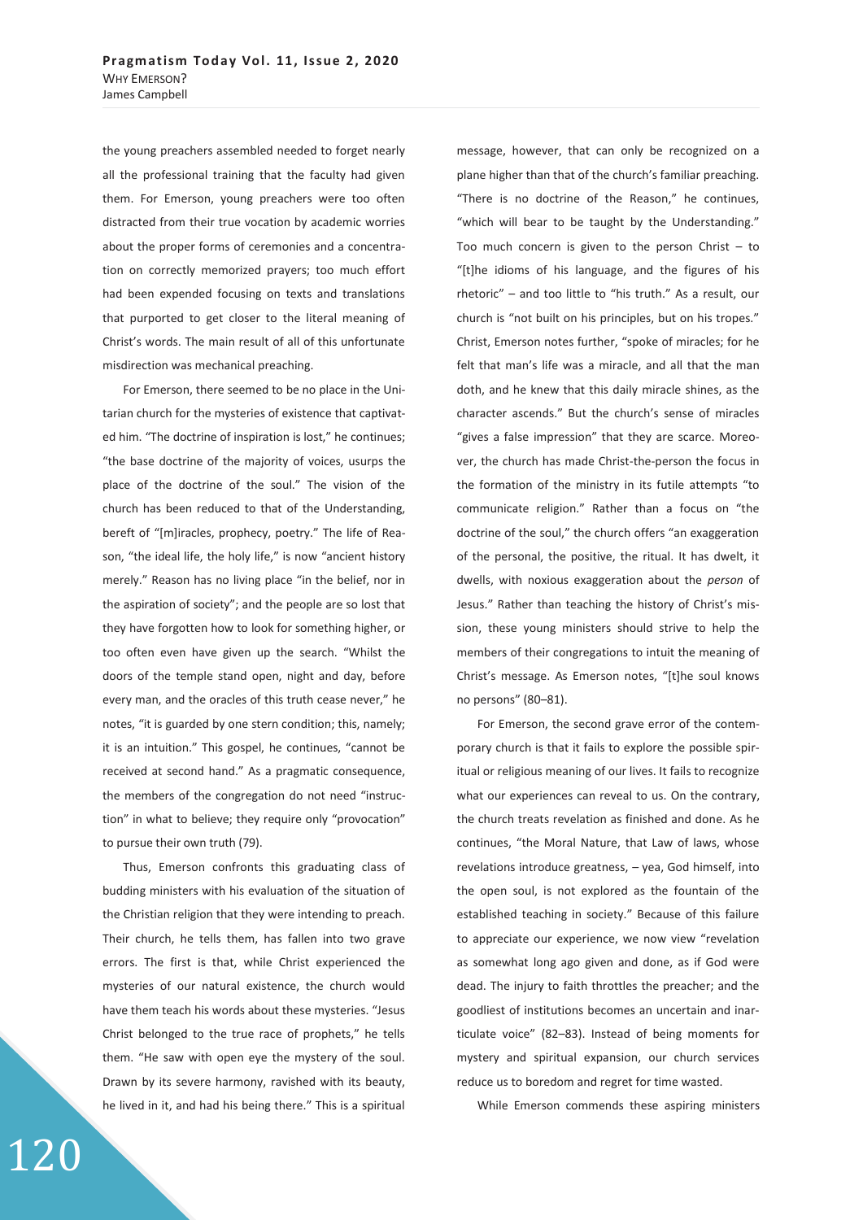the young preachers assembled needed to forget nearly all the professional training that the faculty had given them. For Emerson, young preachers were too often distracted from their true vocation by academic worries about the proper forms of ceremonies and a concentration on correctly memorized prayers; too much effort had been expended focusing on texts and translations that purported to get closer to the literal meaning of Christ's words. The main result of all of this unfortunate misdirection was mechanical preaching.

For Emerson, there seemed to be no place in the Unitarian church for the mysteries of existence that captivated him. "The doctrine of inspiration is lost," he continues; "the base doctrine of the majority of voices, usurps the place of the doctrine of the soul." The vision of the church has been reduced to that of the Understanding, bereft of "[m]iracles, prophecy, poetry." The life of Reason, "the ideal life, the holy life," is now "ancient history merely." Reason has no living place "in the belief, nor in the aspiration of society"; and the people are so lost that they have forgotten how to look for something higher, or too often even have given up the search. "Whilst the doors of the temple stand open, night and day, before every man, and the oracles of this truth cease never," he notes, "it is guarded by one stern condition; this, namely; it is an intuition." This gospel, he continues, "cannot be received at second hand." As a pragmatic consequence, the members of the congregation do not need "instruction" in what to believe; they require only "provocation" to pursue their own truth (79).

Thus, Emerson confronts this graduating class of budding ministers with his evaluation of the situation of the Christian religion that they were intending to preach. Their church, he tells them, has fallen into two grave errors. The first is that, while Christ experienced the mysteries of our natural existence, the church would have them teach his words about these mysteries. "Jesus Christ belonged to the true race of prophets," he tells them. "He saw with open eye the mystery of the soul. Drawn by its severe harmony, ravished with its beauty, he lived in it, and had his being there." This is a spiritual message, however, that can only be recognized on a plane higher than that of the church's familiar preaching. "There is no doctrine of the Reason," he continues, "which will bear to be taught by the Understanding." Too much concern is given to the person Christ – to "[t]he idioms of his language, and the figures of his rhetoric" – and too little to "his truth." As a result, our church is "not built on his principles, but on his tropes." Christ, Emerson notes further, "spoke of miracles; for he felt that man's life was a miracle, and all that the man doth, and he knew that this daily miracle shines, as the character ascends." But the church's sense of miracles "gives a false impression" that they are scarce. Moreover, the church has made Christ-the-person the focus in the formation of the ministry in its futile attempts "to communicate religion." Rather than a focus on "the doctrine of the soul," the church offers "an exaggeration of the personal, the positive, the ritual. It has dwelt, it dwells, with noxious exaggeration about the *person* of Jesus." Rather than teaching the history of Christ's mission, these young ministers should strive to help the members of their congregations to intuit the meaning of Christ's message. As Emerson notes, "[t]he soul knows no persons" (80–81).

For Emerson, the second grave error of the contemporary church is that it fails to explore the possible spiritual or religious meaning of our lives. It fails to recognize what our experiences can reveal to us. On the contrary, the church treats revelation as finished and done. As he continues, "the Moral Nature, that Law of laws, whose revelations introduce greatness, – yea, God himself, into the open soul, is not explored as the fountain of the established teaching in society." Because of this failure to appreciate our experience, we now view "revelation as somewhat long ago given and done, as if God were dead. The injury to faith throttles the preacher; and the goodliest of institutions becomes an uncertain and inarticulate voice" (82–83). Instead of being moments for mystery and spiritual expansion, our church services reduce us to boredom and regret for time wasted.

While Emerson commends these aspiring ministers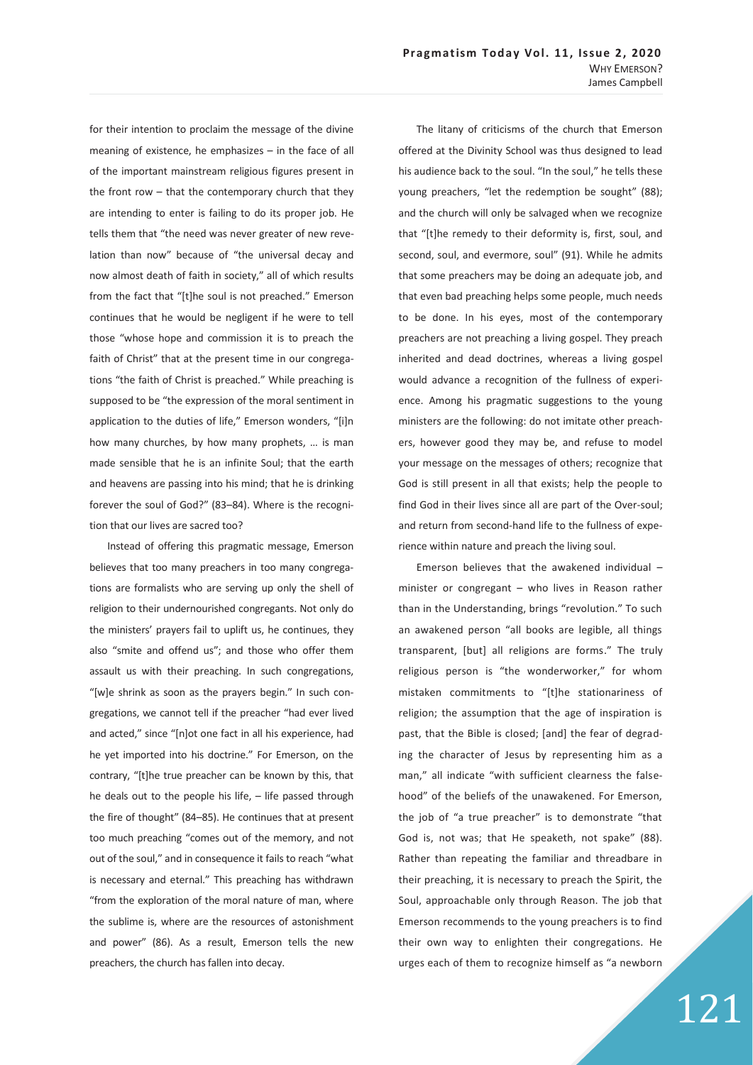for their intention to proclaim the message of the divine meaning of existence, he emphasizes – in the face of all of the important mainstream religious figures present in the front row – that the contemporary church that they are intending to enter is failing to do its proper job. He tells them that "the need was never greater of new revelation than now" because of "the universal decay and now almost death of faith in society," all of which results from the fact that "[t]he soul is not preached." Emerson continues that he would be negligent if he were to tell those "whose hope and commission it is to preach the faith of Christ" that at the present time in our congregations "the faith of Christ is preached." While preaching is supposed to be "the expression of the moral sentiment in application to the duties of life," Emerson wonders, "[i]n how many churches, by how many prophets, … is man made sensible that he is an infinite Soul; that the earth and heavens are passing into his mind; that he is drinking forever the soul of God?" (83–84). Where is the recognition that our lives are sacred too?

Instead of offering this pragmatic message, Emerson believes that too many preachers in too many congregations are formalists who are serving up only the shell of religion to their undernourished congregants. Not only do the ministers' prayers fail to uplift us, he continues, they also "smite and offend us"; and those who offer them assault us with their preaching. In such congregations, "[w]e shrink as soon as the prayers begin." In such congregations, we cannot tell if the preacher "had ever lived and acted," since "[n]ot one fact in all his experience, had he yet imported into his doctrine." For Emerson, on the contrary, "[t]he true preacher can be known by this, that he deals out to the people his life, – life passed through the fire of thought" (84–85). He continues that at present too much preaching "comes out of the memory, and not out of the soul," and in consequence it fails to reach "what is necessary and eternal." This preaching has withdrawn "from the exploration of the moral nature of man, where the sublime is, where are the resources of astonishment and power" (86). As a result, Emerson tells the new preachers, the church has fallen into decay.

The litany of criticisms of the church that Emerson offered at the Divinity School was thus designed to lead his audience back to the soul. "In the soul," he tells these young preachers, "let the redemption be sought" (88); and the church will only be salvaged when we recognize that "[t]he remedy to their deformity is, first, soul, and second, soul, and evermore, soul" (91). While he admits that some preachers may be doing an adequate job, and that even bad preaching helps some people, much needs to be done. In his eyes, most of the contemporary preachers are not preaching a living gospel. They preach inherited and dead doctrines, whereas a living gospel would advance a recognition of the fullness of experience. Among his pragmatic suggestions to the young ministers are the following: do not imitate other preachers, however good they may be, and refuse to model your message on the messages of others; recognize that God is still present in all that exists; help the people to find God in their lives since all are part of the Over-soul; and return from second-hand life to the fullness of experience within nature and preach the living soul.

Emerson believes that the awakened individual – minister or congregant – who lives in Reason rather than in the Understanding, brings "revolution." To such an awakened person "all books are legible, all things transparent, [but] all religions are forms." The truly religious person is "the wonderworker," for whom mistaken commitments to "[t]he stationariness of religion; the assumption that the age of inspiration is past, that the Bible is closed; [and] the fear of degrading the character of Jesus by representing him as a man," all indicate "with sufficient clearness the falsehood" of the beliefs of the unawakened. For Emerson, the job of "a true preacher" is to demonstrate "that God is, not was; that He speaketh, not spake" (88). Rather than repeating the familiar and threadbare in their preaching, it is necessary to preach the Spirit, the Soul, approachable only through Reason. The job that Emerson recommends to the young preachers is to find their own way to enlighten their congregations. He urges each of them to recognize himself as "a newborn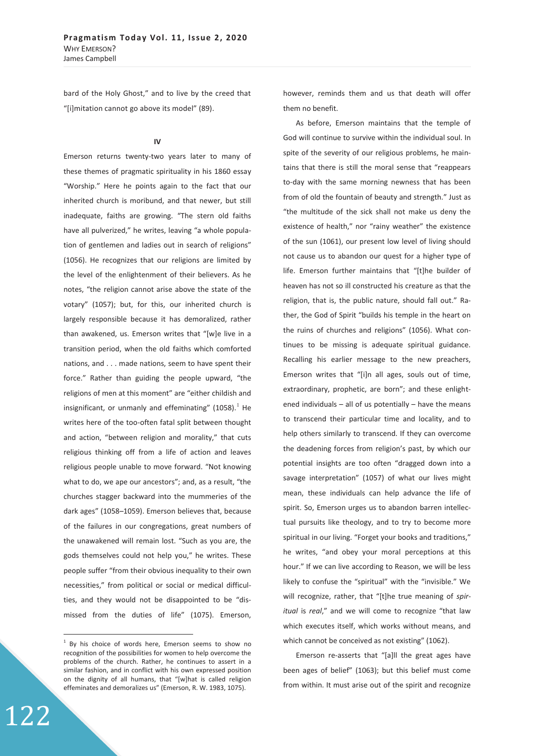bard of the Holy Ghost," and to live by the creed that "[i]mitation cannot go above its model" (89).

## IV

Emerson returns twenty-two years later to many of these themes of pragmatic spirituality in his 1860 essay "Worship." Here he points again to the fact that our inherited church is moribund, and that newer, but still inadequate, faiths are growing. "The stern old faiths have all pulverized," he writes, leaving "a whole population of gentlemen and ladies out in search of religions" (1056). He recognizes that our religions are limited by the level of the enlightenment of their believers. As he notes, "the religion cannot arise above the state of the votary" (1057); but, for this, our inherited church is largely responsible because it has demoralized, rather than awakened, us. Emerson writes that "[w]e live in a transition period, when the old faiths which comforted nations, and . . . made nations, seem to have spent their force." Rather than guiding the people upward, "the religions of men at this moment" are "either childish and insignificant, or unmanly and effeminating" (1058).[1] He writes here of the too-often fatal split between thought and action, "between religion and morality," that cuts religious thinking off from a life of action and leaves religious people unable to move forward. "Not knowing what to do, we ape our ancestors"; and, as a result, "the churches stagger backward into the mummeries of the dark ages" (1058–1059). Emerson believes that, because of the failures in our congregations, great numbers of the unawakened will remain lost. "Such as you are, the gods themselves could not help you," he writes. These people suffer "from their obvious inequality to their own necessities," from political or social or medical difficulties, and they would not be disappointed to be "dismissed from the duties of life" (1075). Emerson, however, reminds them and us that death will offer them no benefit.

As before, Emerson maintains that the temple of God will continue to survive within the individual soul. In spite of the severity of our religious problems, he maintains that there is still the moral sense that "reappears to-day with the same morning newness that has been from of old the fountain of beauty and strength." Just as "the multitude of the sick shall not make us deny the existence of health," nor "rainy weather" the existence of the sun (1061), our present low level of living should not cause us to abandon our quest for a higher type of life. Emerson further maintains that "[t]he builder of heaven has not so ill constructed his creature as that the religion, that is, the public nature, should fall out." Rather, the God of Spirit "builds his temple in the heart on the ruins of churches and religions" (1056). What continues to be missing is adequate spiritual guidance. Recalling his earlier message to the new preachers, Emerson writes that "[i]n all ages, souls out of time, extraordinary, prophetic, are born"; and these enlightened individuals – all of us potentially – have the means to transcend their particular time and locality, and to help others similarly to transcend. If they can overcome the deadening forces from religion's past, by which our potential insights are too often "dragged down into a savage interpretation" (1057) of what our lives might mean, these individuals can help advance the life of spirit. So, Emerson urges us to abandon barren intellectual pursuits like theology, and to try to become more spiritual in our living. "Forget your books and traditions," he writes, "and obey your moral perceptions at this hour." If we can live according to Reason, we will be less likely to confuse the "spiritual" with the "invisible." We will recognize, rather, that "[t]he true meaning of *spiritual* is *real*," and we will come to recognize "that law which executes itself, which works without means, and which cannot be conceived as not existing" (1062).

Emerson re-asserts that "[a]ll the great ages have been ages of belief" (1063); but this belief must come from within. It must arise out of the spirit and recognize

[1] By his choice of words here, Emerson seems to show no recognition of the possibilities for women to help overcome the problems of the church. Rather, he continues to assert in a similar fashion, and in conflict with his own expressed position on the dignity of all humans, that "[w]hat is called religion effeminates and demoralizes us" (Emerson, R. W. 1983, 1075).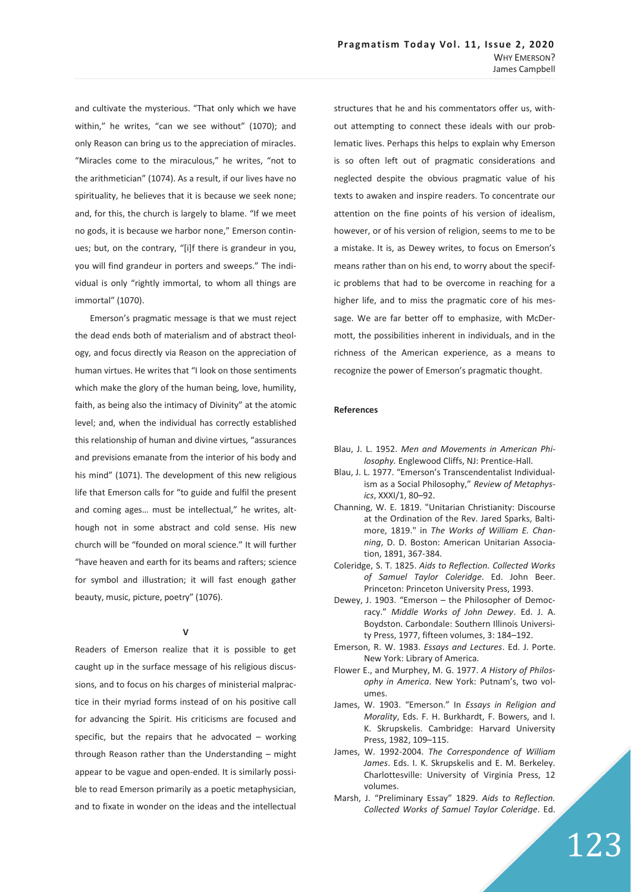and cultivate the mysterious. "That only which we have within," he writes, "can we see without" (1070); and only Reason can bring us to the appreciation of miracles. "Miracles come to the miraculous," he writes, "not to the arithmetician" (1074). As a result, if our lives have no spirituality, he believes that it is because we seek none; and, for this, the church is largely to blame. "If we meet no gods, it is because we harbor none," Emerson continues; but, on the contrary, "[i]f there is grandeur in you, you will find grandeur in porters and sweeps." The individual is only "rightly immortal, to whom all things are immortal" (1070).

Emerson's pragmatic message is that we must reject the dead ends both of materialism and of abstract theology, and focus directly via Reason on the appreciation of human virtues. He writes that "I look on those sentiments which make the glory of the human being, love, humility, faith, as being also the intimacy of Divinity" at the atomic level; and, when the individual has correctly established this relationship of human and divine virtues, "assurances and previsions emanate from the interior of his body and his mind" (1071). The development of this new religious life that Emerson calls for "to guide and fulfil the present and coming ages… must be intellectual," he writes, although not in some abstract and cold sense. His new church will be "founded on moral science." It will further "have heaven and earth for its beams and rafters; science for symbol and illustration; it will fast enough gather beauty, music, picture, poetry" (1076).

## V

Readers of Emerson realize that it is possible to get caught up in the surface message of his religious discussions, and to focus on his charges of ministerial malpractice in their myriad forms instead of on his positive call for advancing the Spirit. His criticisms are focused and specific, but the repairs that he advocated – working through Reason rather than the Understanding – might appear to be vague and open-ended. It is similarly possible to read Emerson primarily as a poetic metaphysician, and to fixate in wonder on the ideas and the intellectual structures that he and his commentators offer us, without attempting to connect these ideals with our problematic lives. Perhaps this helps to explain why Emerson is so often left out of pragmatic considerations and neglected despite the obvious pragmatic value of his texts to awaken and inspire readers. To concentrate our attention on the fine points of his version of idealism, however, or of his version of religion, seems to me to be a mistake. It is, as Dewey writes, to focus on Emerson's means rather than on his end, to worry about the specific problems that had to be overcome in reaching for a higher life, and to miss the pragmatic core of his message. We are far better off to emphasize, with McDermott, the possibilities inherent in individuals, and in the richness of the American experience, as a means to recognize the power of Emerson's pragmatic thought.

## References

Blau, J. L. 1952. *Men and Movements in American Philosophy.* Englewood Cliffs, NJ: Prentice-Hall.

Blau, J. L. 1977. "Emerson's Transcendentalist Individualism as a Social Philosophy," *Review of Metaphysics*, XXXI/1, 80–92.

Channing, W. E. 1819. "Unitarian Christianity: Discourse at the Ordination of the Rev. Jared Sparks, Baltimore, 1819." in *The Works of William E. Channing*, D. D. Boston: American Unitarian Association, 1891, 367-384.

Coleridge, S. T. 1825. *Aids to Reflection. Collected Works of Samuel Taylor Coleridge*. Ed. John Beer. Princeton: Princeton University Press, 1993.

Dewey, J. 1903. "Emerson – the Philosopher of Democracy." *Middle Works of John Dewey*. Ed. J. A. Boydston. Carbondale: Southern Illinois University Press, 1977, fifteen volumes, 3: 184–192.

Emerson, R. W. 1983. *Essays and Lectures*. Ed. J. Porte. New York: Library of America.

Flower E., and Murphey, M. G. 1977. *A History of Philosophy in America*. New York: Putnam's, two volumes.

James, W. 1903. "Emerson." In *Essays in Religion and Morality*, Eds. F. H. Burkhardt, F. Bowers, and I. K. Skrupskelis. Cambridge: Harvard University Press, 1982, 109–115.

James, W. 1992-2004. *The Correspondence of William James*. Eds. I. K. Skrupskelis and E. M. Berkeley. Charlottesville: University of Virginia Press, 12 volumes.

Marsh, J. "Preliminary Essay" 1829. *Aids to Reflection. Collected Works of Samuel Taylor Coleridge*. Ed.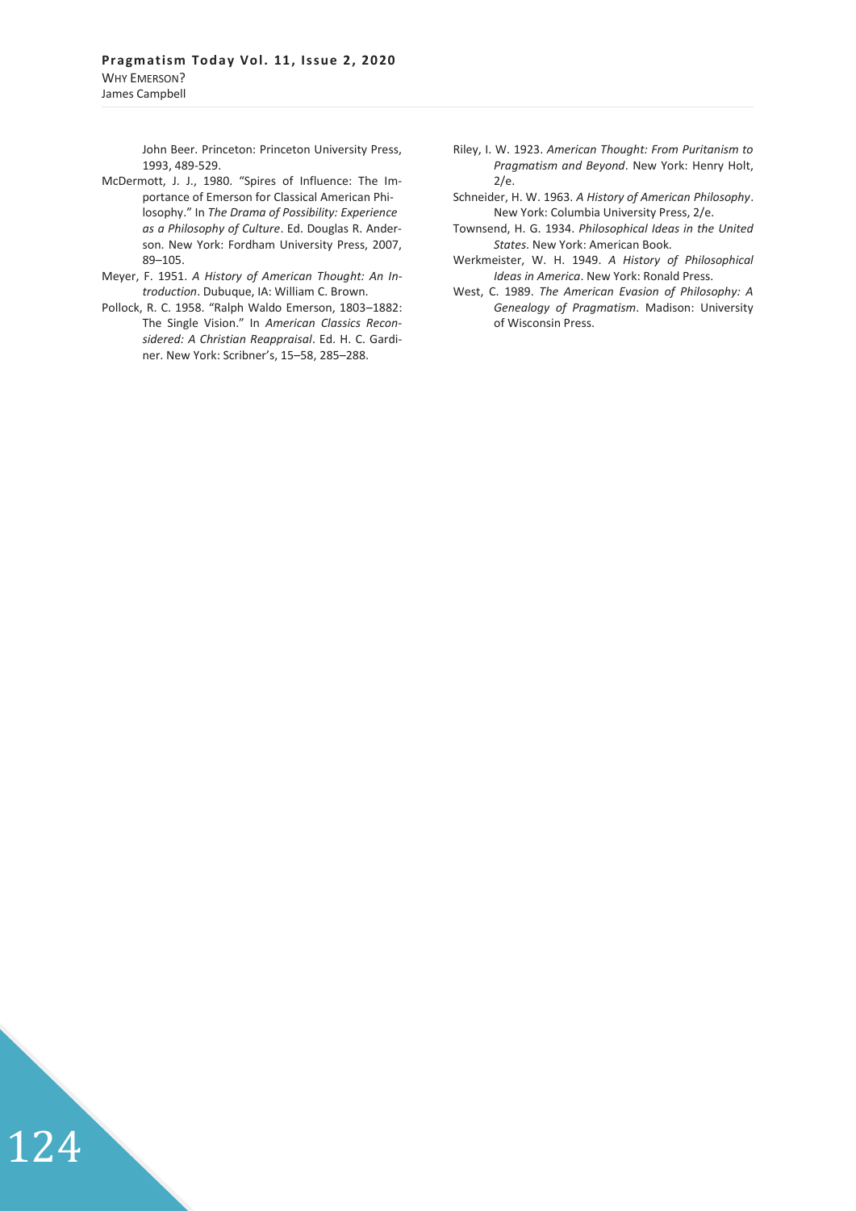John Beer. Princeton: Princeton University Press, 1993, 489-529.

McDermott, J. J., 1980. "Spires of Influence: The Importance of Emerson for Classical American Philosophy." In *The Drama of Possibility: Experience as a Philosophy of Culture*. Ed. Douglas R. Anderson. New York: Fordham University Press, 2007, 89–105.

Meyer, F. 1951. *A History of American Thought: An Introduction*. Dubuque, IA: William C. Brown.

Pollock, R. C. 1958. "Ralph Waldo Emerson, 1803–1882: The Single Vision." In *American Classics Reconsidered: A Christian Reappraisal*. Ed. H. C. Gardiner. New York: Scribner's, 15–58, 285–288.

Riley, I. W. 1923. *American Thought: From Puritanism to Pragmatism and Beyond*. New York: Henry Holt, 2/e.

Schneider, H. W. 1963. *A History of American Philosophy*. New York: Columbia University Press, 2/e.

Townsend, H. G. 1934. *Philosophical Ideas in the United States*. New York: American Book.

Werkmeister, W. H. 1949. *A History of Philosophical Ideas in America*. New York: Ronald Press.

West, C. 1989. *The American Evasion of Philosophy: A Genealogy of Pragmatism*. Madison: University of Wisconsin Press.